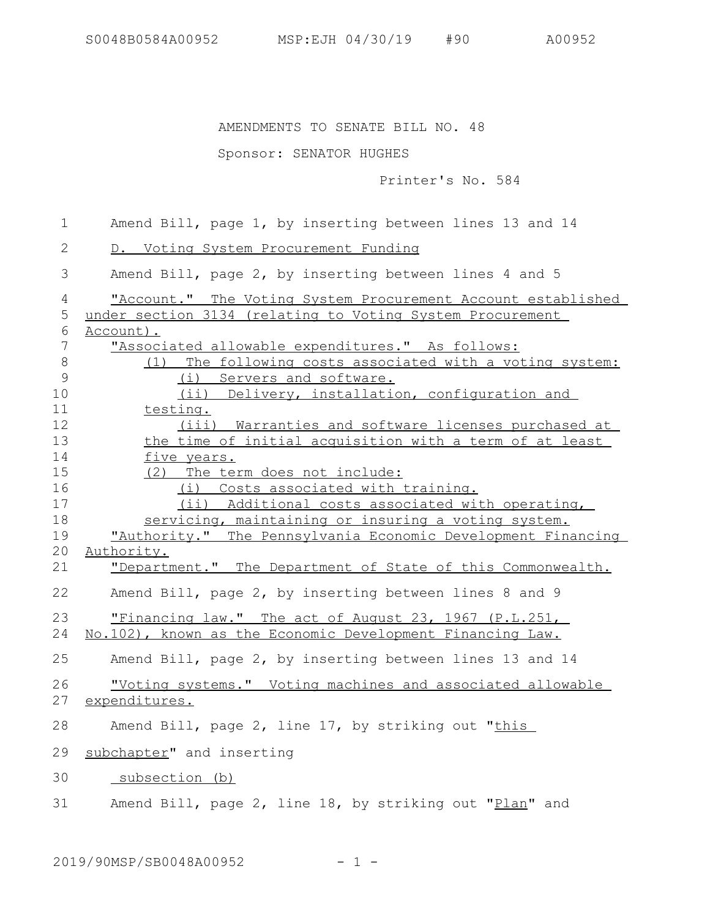S0048B0584A00952 MSP:EJH 04/30/19 #90 A00952

AMENDMENTS TO SENATE BILL NO. 48

Sponsor: SENATOR HUGHES

Printer's No. 584

Amend Bill, page 1, by inserting between lines 13 and 14

D. Voting System Procurement Funding

Amend Bill, page 2, by inserting between lines 4 and 5

"Account." The Voting System Procurement Account established under section 3134 (relating to Voting System Procurement Account).

"Associated allowable expenditures." As follows:

(1) The following costs associated with a voting system:

(i) Servers and software.

(ii) Delivery, installation, configuration and testing.

(iii) Warranties and software licenses purchased at the time of initial acquisition with a term of at least five years.

(2) The term does not include:

(i) Costs associated with training.

(ii) Additional costs associated with operating, servicing, maintaining or insuring a voting system.

"Authority." The Pennsylvania Economic Development Financing Authority.

"Department." The Department of State of this Commonwealth.

Amend Bill, page 2, by inserting between lines 8 and 9

"Financing law." The act of August 23, 1967 (P.L.251, No.102), known as the Economic Development Financing Law.

Amend Bill, page 2, by inserting between lines 13 and 14

"Voting systems." Voting machines and associated allowable expenditures.

Amend Bill, page 2, line 17, by striking out "this subchapter" and inserting

subsection (b)

Amend Bill, page 2, line 18, by striking out "Plan" and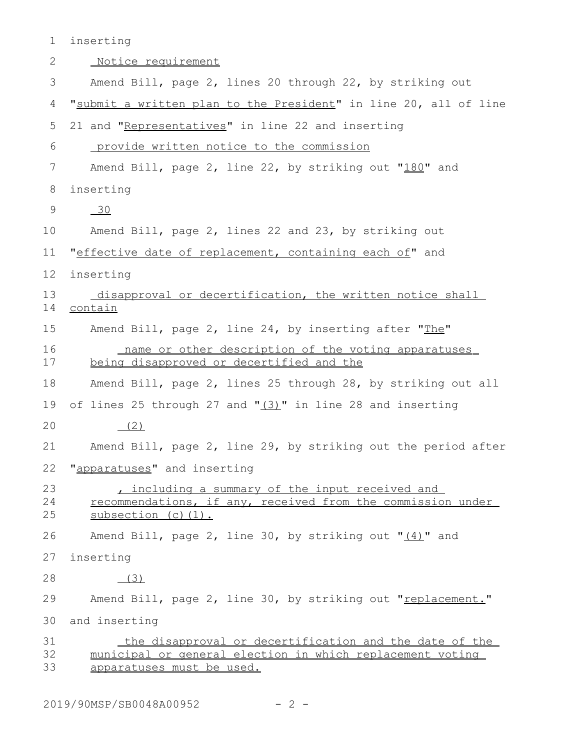inserting

Notice requirement

Amend Bill, page 2, lines 20 through 22, by striking out "submit a written plan to the President" in line 20, all of line 21 and "Representatives" in line 22 and inserting

provide written notice to the commission

Amend Bill, page 2, line 22, by striking out "180" and inserting

30

Amend Bill, page 2, lines 22 and 23, by striking out "effective date of replacement, containing each of" and inserting

disapproval or decertification, the written notice shall contain

Amend Bill, page 2, line 24, by inserting after "The"

name or other description of the voting apparatuses being disapproved or decertified and the

Amend Bill, page 2, lines 25 through 28, by striking out all of lines 25 through 27 and "(3)" in line 28 and inserting

(2)

Amend Bill, page 2, line 29, by striking out the period after "apparatuses" and inserting

, including a summary of the input received and recommendations, if any, received from the commission under subsection (c)(1).

Amend Bill, page 2, line 30, by striking out "(4)" and inserting

(3)

Amend Bill, page 2, line 30, by striking out "replacement." and inserting

the disapproval or decertification and the date of the municipal or general election in which replacement voting apparatuses must be used.

2019/90MSP/SB0048A00952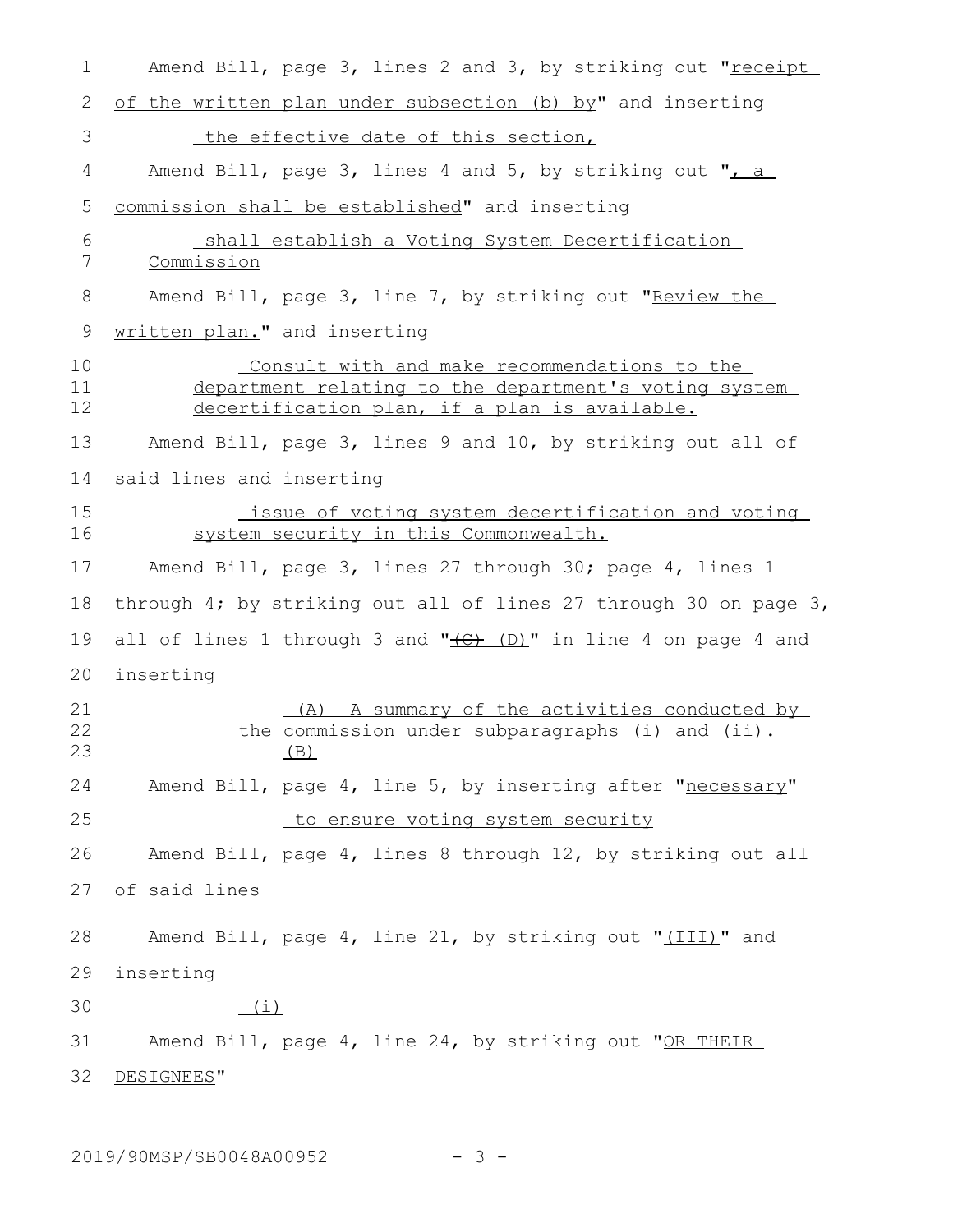Amend Bill, page 3, lines 2 and 3, by striking out "receipt of the written plan under subsection (b) by" and inserting

the effective date of this section,

Amend Bill, page 3, lines 4 and 5, by striking out ", a commission shall be established" and inserting

shall establish a Voting System Decertification Commission

Amend Bill, page 3, line 7, by striking out "Review the written plan." and inserting

Consult with and make recommendations to the department relating to the department's voting system decertification plan, if a plan is available.

Amend Bill, page 3, lines 9 and 10, by striking out all of said lines and inserting

issue of voting system decertification and voting system security in this Commonwealth.

Amend Bill, page 3, lines 27 through 30; page 4, lines 1 through 4; by striking out all of lines 27 through 30 on page 3, all of lines 1 through 3 and "~~(C)~~ (D)" in line 4 on page 4 and inserting

(A) A summary of the activities conducted by the commission under subparagraphs (i) and (ii).

(B)

Amend Bill, page 4, line 5, by inserting after "necessary"

to ensure voting system security

Amend Bill, page 4, lines 8 through 12, by striking out all of said lines

Amend Bill, page 4, line 21, by striking out "(III)" and inserting

(i)

Amend Bill, page 4, line 24, by striking out "OR THEIR DESIGNEES"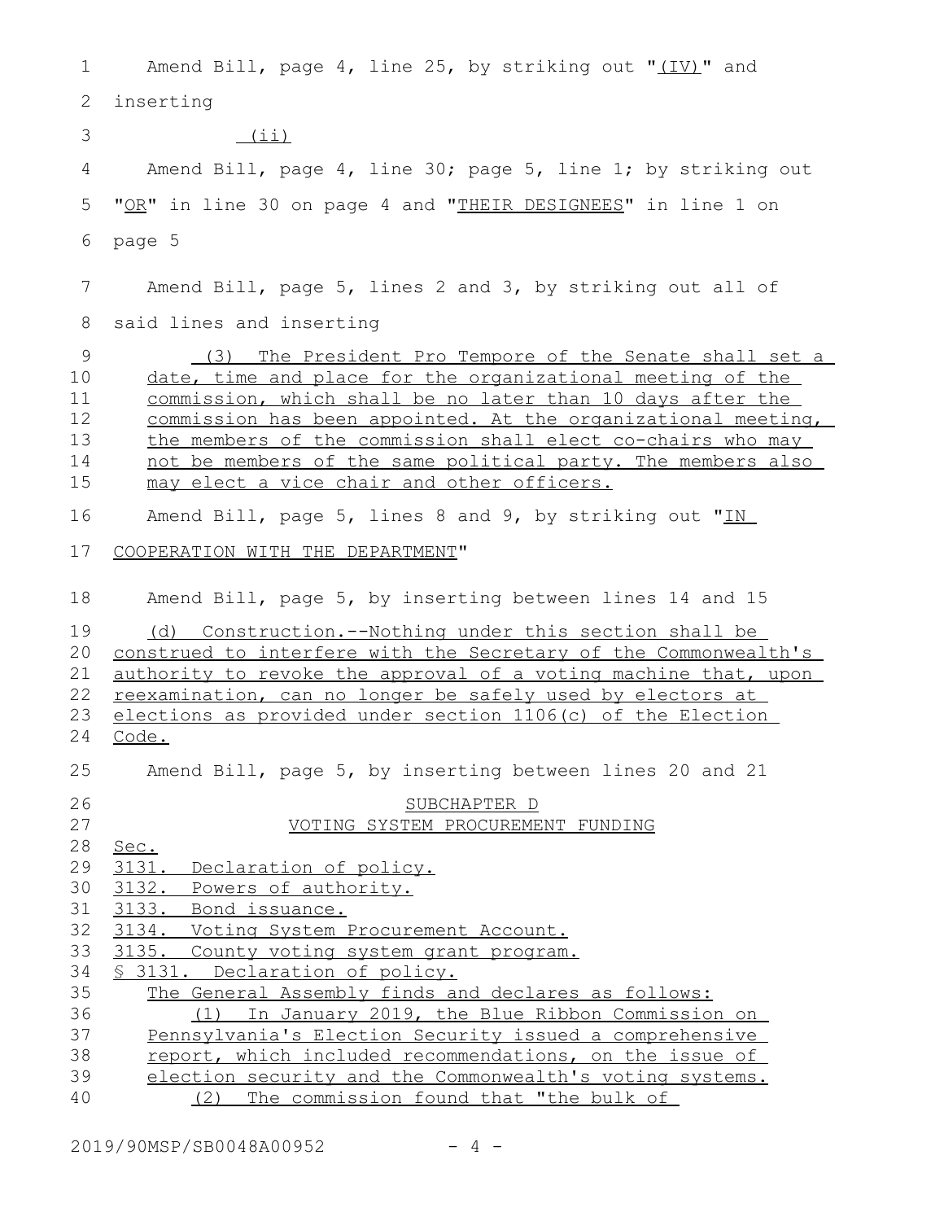Amend Bill, page 4, line 25, by striking out "(IV)" and inserting

(ii)

Amend Bill, page 4, line 30; page 5, line 1; by striking out "OR" in line 30 on page 4 and "THEIR DESIGNEES" in line 1 on page 5

Amend Bill, page 5, lines 2 and 3, by striking out all of said lines and inserting

(3) The President Pro Tempore of the Senate shall set a date, time and place for the organizational meeting of the commission, which shall be no later than 10 days after the commission has been appointed. At the organizational meeting, the members of the commission shall elect co-chairs who may not be members of the same political party. The members also may elect a vice chair and other officers.

Amend Bill, page 5, lines 8 and 9, by striking out "IN COOPERATION WITH THE DEPARTMENT"

Amend Bill, page 5, by inserting between lines 14 and 15

(d) Construction.--Nothing under this section shall be construed to interfere with the Secretary of the Commonwealth's authority to revoke the approval of a voting machine that, upon reexamination, can no longer be safely used by electors at elections as provided under section 1106(c) of the Election Code.

Amend Bill, page 5, by inserting between lines 20 and 21

SUBCHAPTER D

VOTING SYSTEM PROCUREMENT FUNDING

Sec.

3131. Declaration of policy.

3132. Powers of authority.

3133. Bond issuance.

3134. Voting System Procurement Account.

3135. County voting system grant program.

§ 3131. Declaration of policy.

The General Assembly finds and declares as follows:

(1) In January 2019, the Blue Ribbon Commission on Pennsylvania's Election Security issued a comprehensive report, which included recommendations, on the issue of election security and the Commonwealth's voting systems.

(2) The commission found that "the bulk of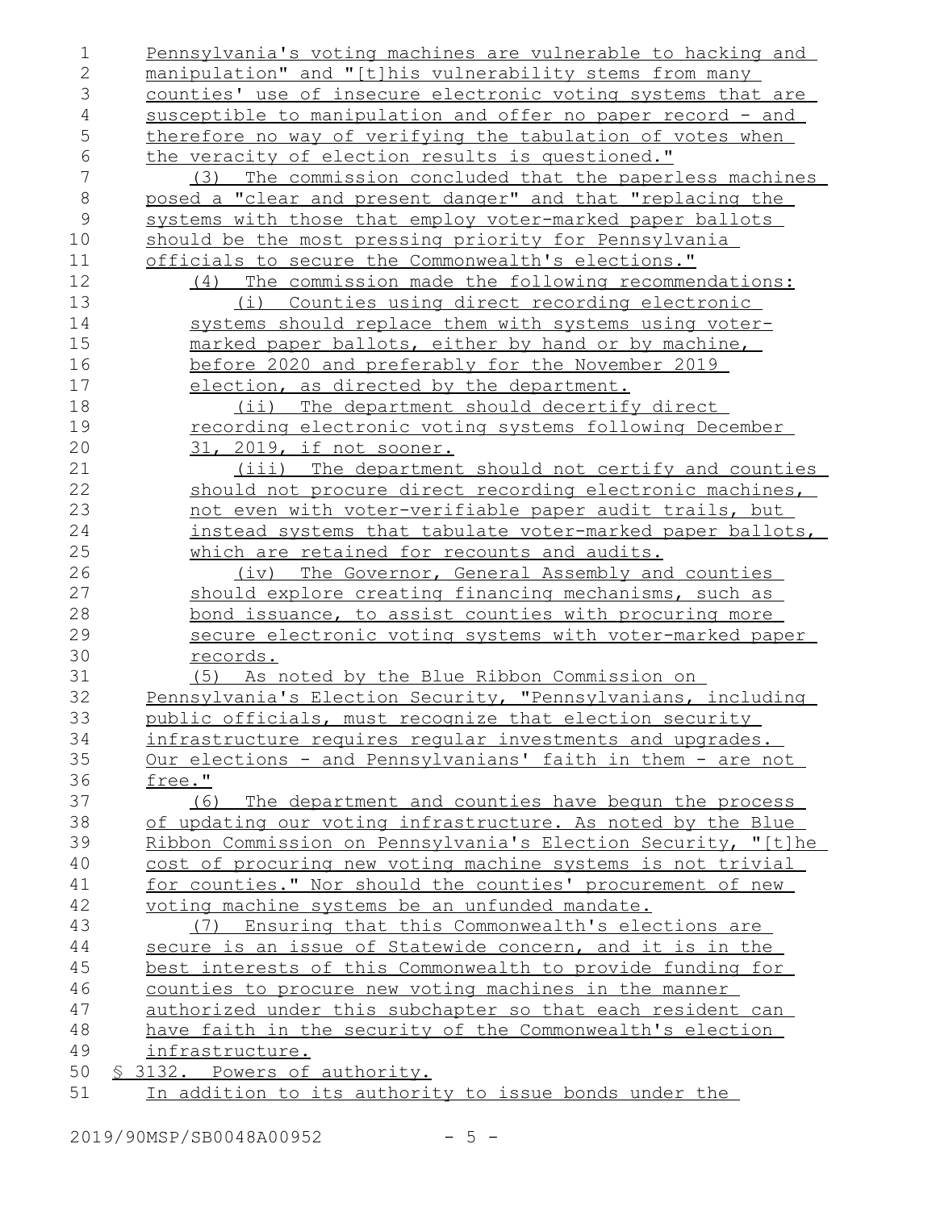Pennsylvania's voting machines are vulnerable to hacking and manipulation" and "[t]his vulnerability stems from many counties' use of insecure electronic voting systems that are susceptible to manipulation and offer no paper record - and therefore no way of verifying the tabulation of votes when the veracity of election results is questioned."

(3) The commission concluded that the paperless machines posed a "clear and present danger" and that "replacing the systems with those that employ voter-marked paper ballots should be the most pressing priority for Pennsylvania officials to secure the Commonwealth's elections."

(4) The commission made the following recommendations:

(i) Counties using direct recording electronic systems should replace them with systems using voter-marked paper ballots, either by hand or by machine, before 2020 and preferably for the November 2019 election, as directed by the department.

(ii) The department should decertify direct recording electronic voting systems following December 31, 2019, if not sooner.

(iii) The department should not certify and counties should not procure direct recording electronic machines, not even with voter-verifiable paper audit trails, but instead systems that tabulate voter-marked paper ballots, which are retained for recounts and audits.

(iv) The Governor, General Assembly and counties should explore creating financing mechanisms, such as bond issuance, to assist counties with procuring more secure electronic voting systems with voter-marked paper records.

(5) As noted by the Blue Ribbon Commission on Pennsylvania's Election Security, "Pennsylvanians, including public officials, must recognize that election security infrastructure requires regular investments and upgrades. Our elections - and Pennsylvanians' faith in them - are not free."

(6) The department and counties have begun the process of updating our voting infrastructure. As noted by the Blue Ribbon Commission on Pennsylvania's Election Security, "[t]he cost of procuring new voting machine systems is not trivial for counties." Nor should the counties' procurement of new voting machine systems be an unfunded mandate.

(7) Ensuring that this Commonwealth's elections are secure is an issue of Statewide concern, and it is in the best interests of this Commonwealth to provide funding for counties to procure new voting machines in the manner authorized under this subchapter so that each resident can have faith in the security of the Commonwealth's election infrastructure.

§ 3132. Powers of authority.

In addition to its authority to issue bonds under the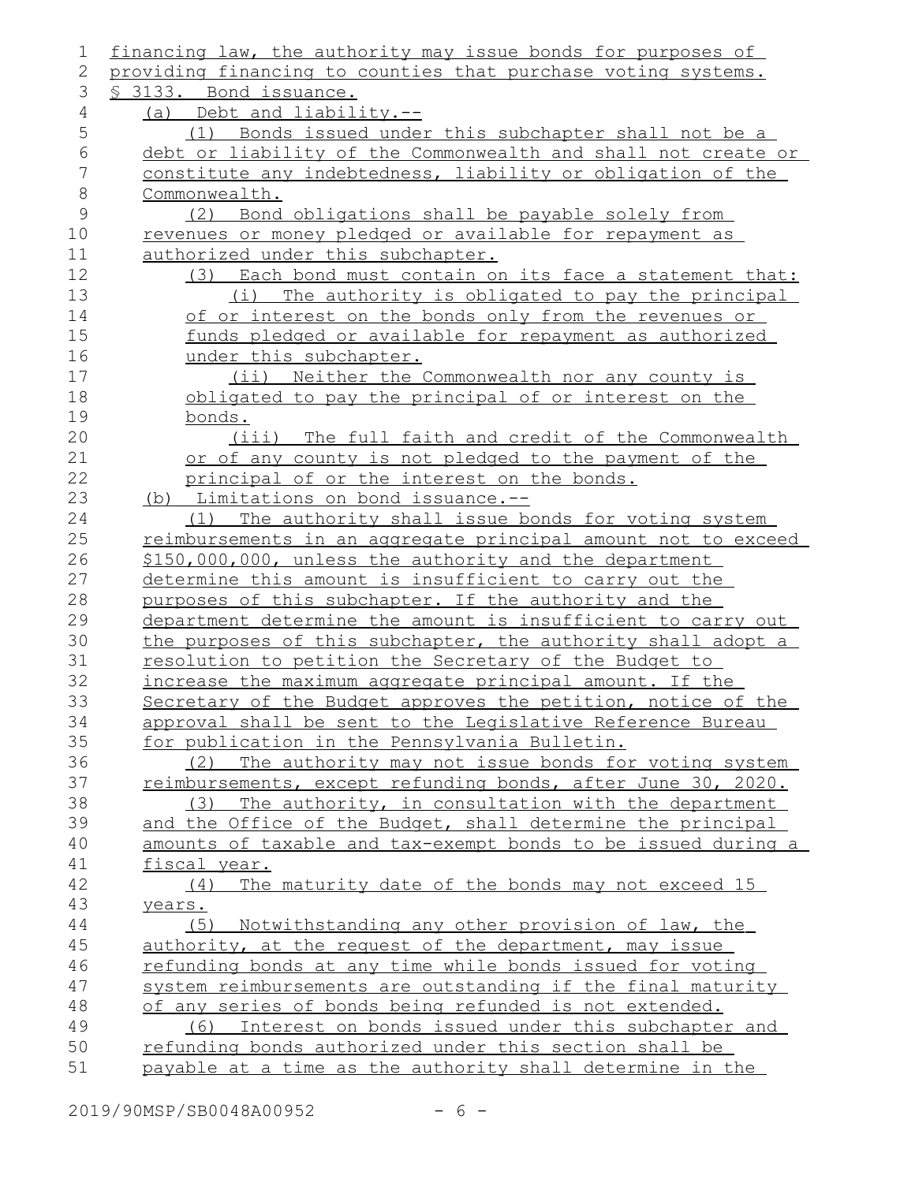financing law, the authority may issue bonds for purposes of providing financing to counties that purchase voting systems.

§ 3133. Bond issuance.

(a) Debt and liability.--

(1) Bonds issued under this subchapter shall not be a debt or liability of the Commonwealth and shall not create or constitute any indebtedness, liability or obligation of the Commonwealth.

(2) Bond obligations shall be payable solely from revenues or money pledged or available for repayment as authorized under this subchapter.

(3) Each bond must contain on its face a statement that:

(i) The authority is obligated to pay the principal of or interest on the bonds only from the revenues or funds pledged or available for repayment as authorized under this subchapter.

(ii) Neither the Commonwealth nor any county is obligated to pay the principal of or interest on the bonds.

(iii) The full faith and credit of the Commonwealth or of any county is not pledged to the payment of the principal of or the interest on the bonds.

(b) Limitations on bond issuance.--

(1) The authority shall issue bonds for voting system reimbursements in an aggregate principal amount not to exceed $150,000,000, unless the authority and the department determine this amount is insufficient to carry out the purposes of this subchapter. If the authority and the department determine the amount is insufficient to carry out the purposes of this subchapter, the authority shall adopt a resolution to petition the Secretary of the Budget to increase the maximum aggregate principal amount. If the Secretary of the Budget approves the petition, notice of the approval shall be sent to the Legislative Reference Bureau for publication in the Pennsylvania Bulletin.

(2) The authority may not issue bonds for voting system reimbursements, except refunding bonds, after June 30, 2020.

(3) The authority, in consultation with the department and the Office of the Budget, shall determine the principal amounts of taxable and tax-exempt bonds to be issued during a fiscal year.

(4) The maturity date of the bonds may not exceed 15 years.

(5) Notwithstanding any other provision of law, the authority, at the request of the department, may issue refunding bonds at any time while bonds issued for voting system reimbursements are outstanding if the final maturity of any series of bonds being refunded is not extended.

(6) Interest on bonds issued under this subchapter and refunding bonds authorized under this section shall be payable at a time as the authority shall determine in the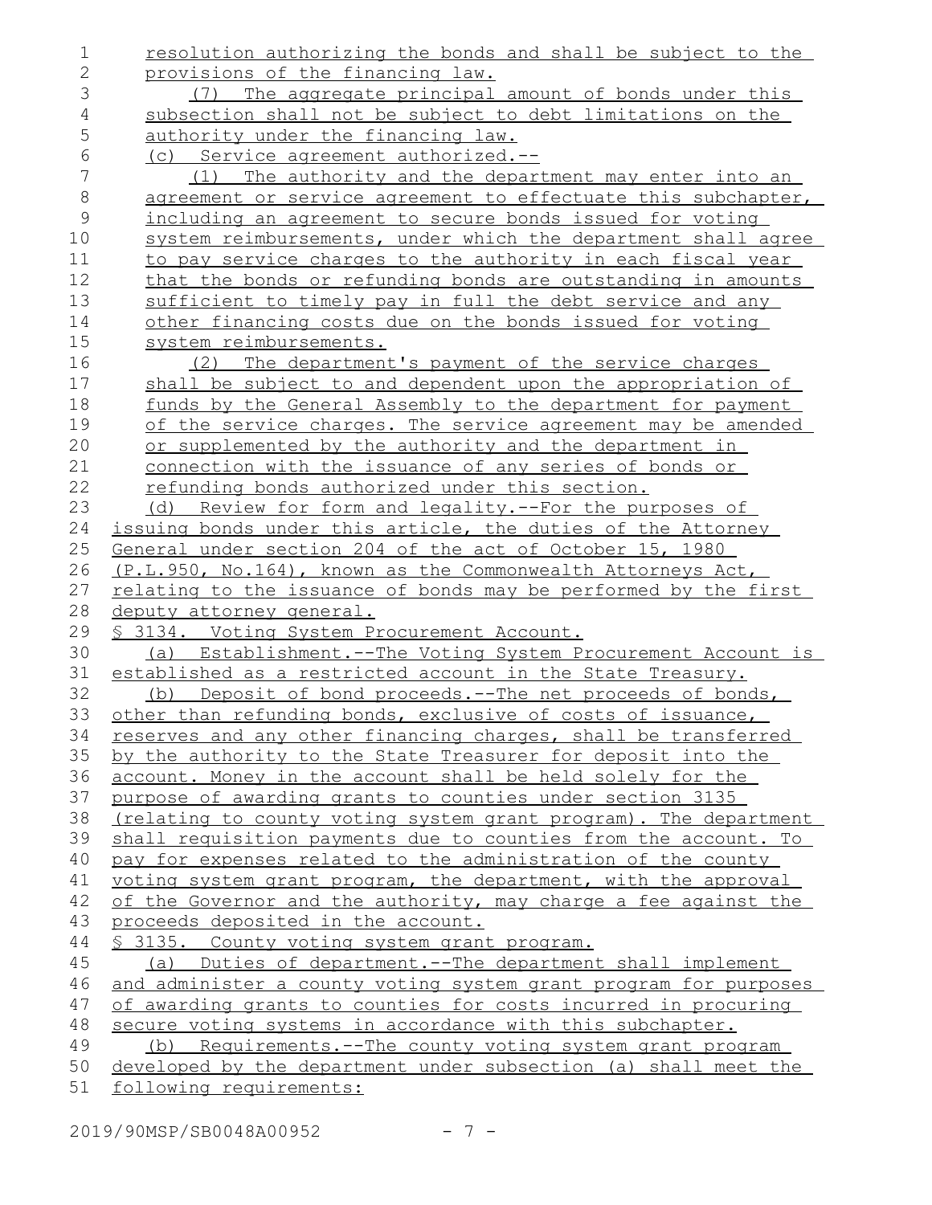resolution authorizing the bonds and shall be subject to the provisions of the financing law.

(7) The aggregate principal amount of bonds under this subsection shall not be subject to debt limitations on the authority under the financing law.

(c) Service agreement authorized.--

(1) The authority and the department may enter into an agreement or service agreement to effectuate this subchapter, including an agreement to secure bonds issued for voting system reimbursements, under which the department shall agree to pay service charges to the authority in each fiscal year that the bonds or refunding bonds are outstanding in amounts sufficient to timely pay in full the debt service and any other financing costs due on the bonds issued for voting system reimbursements.

(2) The department's payment of the service charges shall be subject to and dependent upon the appropriation of funds by the General Assembly to the department for payment of the service charges. The service agreement may be amended or supplemented by the authority and the department in connection with the issuance of any series of bonds or refunding bonds authorized under this section.

(d) Review for form and legality.--For the purposes of issuing bonds under this article, the duties of the Attorney General under section 204 of the act of October 15, 1980 (P.L.950, No.164), known as the Commonwealth Attorneys Act, relating to the issuance of bonds may be performed by the first deputy attorney general.

§ 3134. Voting System Procurement Account.

(a) Establishment.--The Voting System Procurement Account is established as a restricted account in the State Treasury.

(b) Deposit of bond proceeds.--The net proceeds of bonds, other than refunding bonds, exclusive of costs of issuance, reserves and any other financing charges, shall be transferred by the authority to the State Treasurer for deposit into the account. Money in the account shall be held solely for the purpose of awarding grants to counties under section 3135 (relating to county voting system grant program). The department shall requisition payments due to counties from the account. To pay for expenses related to the administration of the county voting system grant program, the department, with the approval of the Governor and the authority, may charge a fee against the proceeds deposited in the account.

§ 3135. County voting system grant program.

(a) Duties of department.--The department shall implement and administer a county voting system grant program for purposes of awarding grants to counties for costs incurred in procuring secure voting systems in accordance with this subchapter.

(b) Requirements.--The county voting system grant program developed by the department under subsection (a) shall meet the following requirements: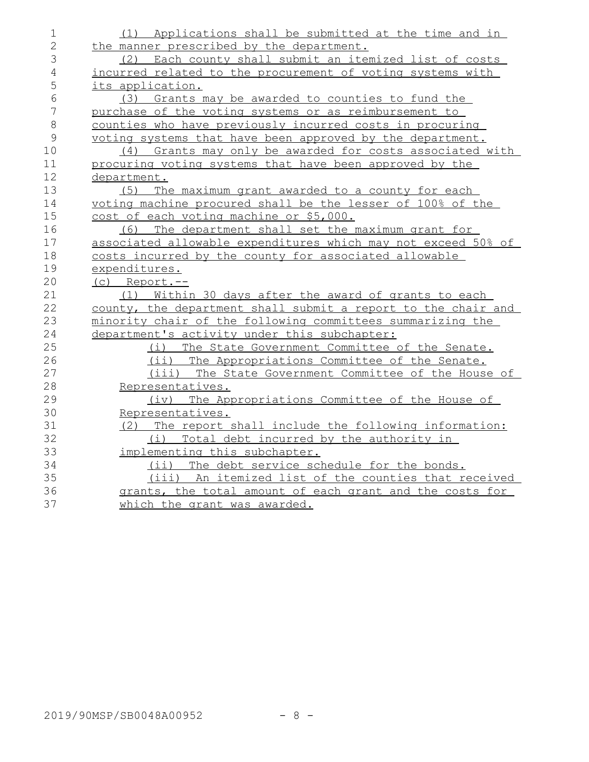(1) Applications shall be submitted at the time and in the manner prescribed by the department.

(2) Each county shall submit an itemized list of costs incurred related to the procurement of voting systems with its application.

(3) Grants may be awarded to counties to fund the purchase of the voting systems or as reimbursement to counties who have previously incurred costs in procuring voting systems that have been approved by the department.

(4) Grants may only be awarded for costs associated with procuring voting systems that have been approved by the department.

(5) The maximum grant awarded to a county for each voting machine procured shall be the lesser of 100% of the cost of each voting machine or $5,000.

(6) The department shall set the maximum grant for associated allowable expenditures which may not exceed 50% of costs incurred by the county for associated allowable expenditures.

(c) Report.--

(1) Within 30 days after the award of grants to each county, the department shall submit a report to the chair and minority chair of the following committees summarizing the department's activity under this subchapter:

(i) The State Government Committee of the Senate.

(ii) The Appropriations Committee of the Senate.

(iii) The State Government Committee of the House of Representatives.

(iv) The Appropriations Committee of the House of Representatives.

(2) The report shall include the following information:

(i) Total debt incurred by the authority in implementing this subchapter.

(ii) The debt service schedule for the bonds.

(iii) An itemized list of the counties that received grants, the total amount of each grant and the costs for which the grant was awarded.

2019/90MSP/SB0048A00952